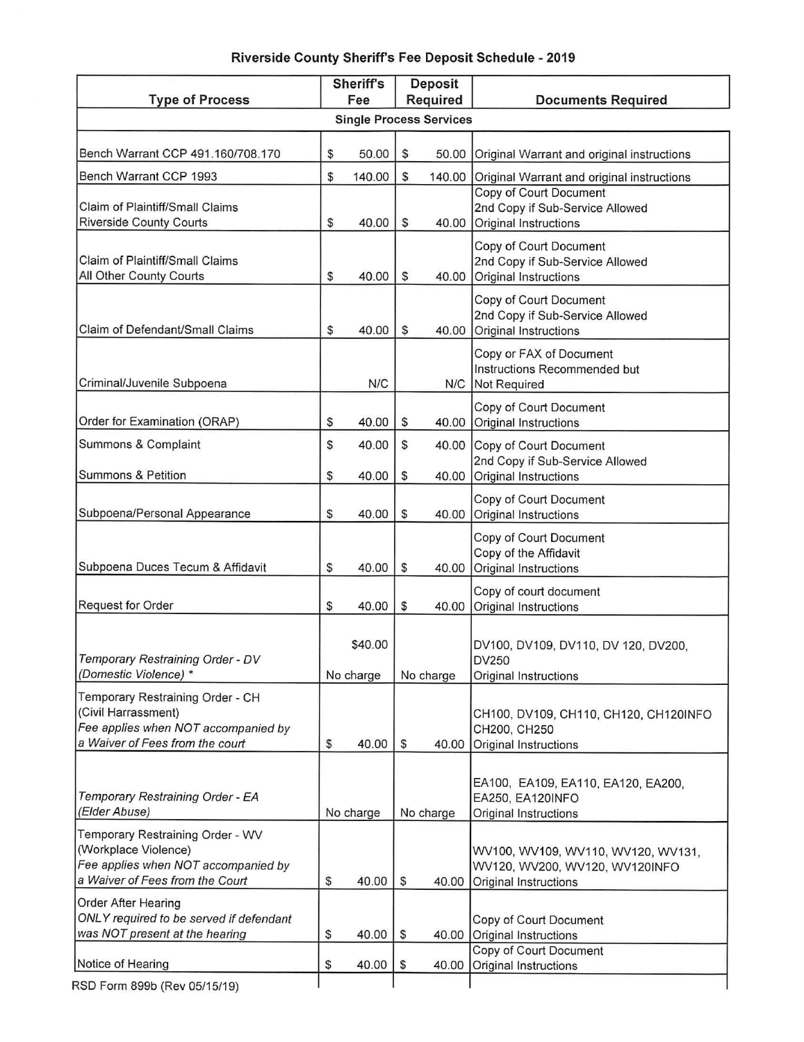# Riverside County Sheriff's Fee Deposit Schedule - 2019

| Type of Process | Sheriff's Fee | Deposit Required | Documents Required |
|---|---|---|---|
| **Single Process Services** | | | |
| Bench Warrant CCP 491.160/708.170 | $ 50.00 | $ 50.00 | Original Warrant and original instructions |
| Bench Warrant CCP 1993 | $ 140.00 | $ 140.00 | Original Warrant and original instructions |
| Claim of Plaintiff/Small Claims Riverside County Courts | $ 40.00 | $ 40.00 | Copy of Court Document<br>2nd Copy if Sub-Service Allowed<br>Original Instructions |
| Claim of Plaintiff/Small Claims All Other County Courts | $ 40.00 | $ 40.00 | Copy of Court Document<br>2nd Copy if Sub-Service Allowed<br>Original Instructions |
| Claim of Defendant/Small Claims | $ 40.00 | $ 40.00 | Copy of Court Document<br>2nd Copy if Sub-Service Allowed<br>Original Instructions |
| Criminal/Juvenile Subpoena | N/C | N/C | Copy or FAX of Document<br>Instructions Recommended but Not Required |
| Order for Examination (ORAP) | $ 40.00 | $ 40.00 | Copy of Court Document<br>Original Instructions |
| Summons & Complaint<br>Summons & Petition | $ 40.00<br>$ 40.00 | $ 40.00<br>$ 40.00 | Copy of Court Document<br>2nd Copy if Sub-Service Allowed<br>Original Instructions |
| Subpoena/Personal Appearance | $ 40.00 | $ 40.00 | Copy of Court Document<br>Original Instructions |
| Subpoena Duces Tecum & Affidavit | $ 40.00 | $ 40.00 | Copy of Court Document<br>Copy of the Affidavit<br>Original Instructions |
| Request for Order | $ 40.00 | $ 40.00 | Copy of court document<br>Original Instructions |
| *Temporary Restraining Order - DV (Domestic Violence) ** | ~~$40.00~~<br>No charge | No charge | DV100, DV109, DV110, DV 120, DV200, DV250<br>Original Instructions |
| Temporary Restraining Order - CH (Civil Harrassment)<br>*Fee applies when NOT accompanied by a Waiver of Fees from the court* | $ 40.00 | $ 40.00 | CH100, DV109, CH110, CH120, CH120INFO CH200, CH250<br>Original Instructions |
| *Temporary Restraining Order - EA (Elder Abuse)* | No charge | No charge | EA100, EA109, EA110, EA120, EA200, EA250, EA120INFO<br>Original Instructions |
| Temporary Restraining Order - WV (Workplace Violence)<br>*Fee applies when NOT accompanied by a Waiver of Fees from the Court* | $ 40.00 | $ 40.00 | WV100, WV109, WV110, WV120, WV131, WV120, WV200, WV120, WV120INFO<br>Original Instructions |
| Order After Hearing<br>*ONLY required to be served if defendant was NOT present at the hearing* | $ 40.00 | $ 40.00 | Copy of Court Document<br>Original Instructions |
| Notice of Hearing | $ 40.00 | $ 40.00 | Copy of Court Document<br>Original Instructions |

RSD Form 899b (Rev 05/15/19)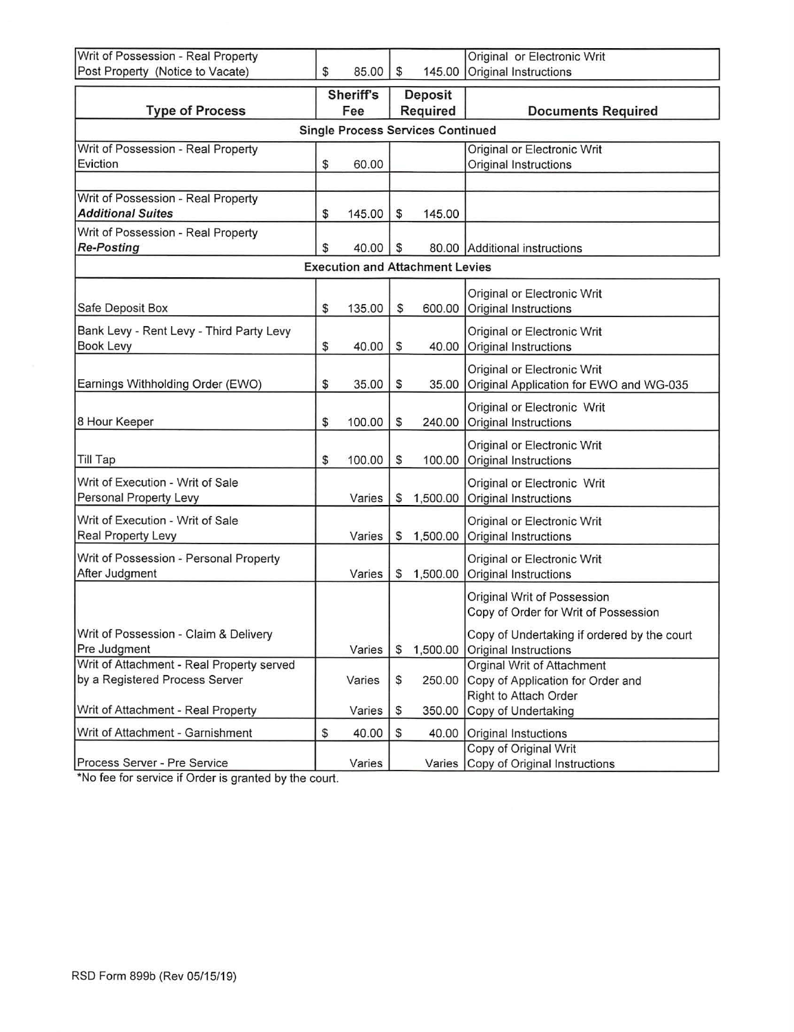| | | | |
|---|---|---|---|
| Writ of Possession - Real Property<br>Post Property (Notice to Vacate) | $ 85.00 | $ 145.00 | Original or Electronic Writ<br>Original Instructions |

| Type of Process | Sheriff's Fee | Deposit Required | Documents Required |
|---|---|---|---|
| **Single Process Services Continued** | | | |
| Writ of Possession - Real Property<br>Eviction | $ 60.00 | | Original or Electronic Writ<br>Original Instructions |
| | | | |
| Writ of Possession - Real Property<br>***Additional Suites*** | $ 145.00 | $ 145.00 | |
| Writ of Possession - Real Property<br>***Re-Posting*** | $ 40.00 | $ 80.00 | Additional instructions |
| **Execution and Attachment Levies** | | | |
| Safe Deposit Box | $ 135.00 | $ 600.00 | Original or Electronic Writ<br>Original Instructions |
| Bank Levy - Rent Levy - Third Party Levy<br>Book Levy | $ 40.00 | $ 40.00 | Original or Electronic Writ<br>Original Instructions |
| Earnings Withholding Order (EWO) | $ 35.00 | $ 35.00 | Original or Electronic Writ<br>Original Application for EWO and WG-035 |
| 8 Hour Keeper | $ 100.00 | $ 240.00 | Original or Electronic Writ<br>Original Instructions |
| Till Tap | $ 100.00 | $ 100.00 | Original or Electronic Writ<br>Original Instructions |
| Writ of Execution - Writ of Sale<br>Personal Property Levy | Varies | $ 1,500.00 | Original or Electronic Writ<br>Original Instructions |
| Writ of Execution - Writ of Sale<br>Real Property Levy | Varies | $ 1,500.00 | Original or Electronic Writ<br>Original Instructions |
| Writ of Possession - Personal Property<br>After Judgment | Varies | $ 1,500.00 | Original or Electronic Writ<br>Original Instructions |
| Writ of Possession - Claim & Delivery<br>Pre Judgment | Varies | $ 1,500.00 | Original Writ of Possession<br>Copy of Order for Writ of Possession<br>Copy of Undertaking if ordered by the court<br>Original Instructions |
| Writ of Attachment - Real Property served by a Registered Process Server | Varies | $ 250.00 | Orginal Writ of Attachment<br>Copy of Application for Order and Right to Attach Order |
| Writ of Attachment - Real Property | Varies | $ 350.00 | Copy of Undertaking |
| Writ of Attachment - Garnishment | $ 40.00 | $ 40.00 | Original Instuctions |
| Process Server - Pre Service | Varies | Varies | Copy of Original Writ<br>Copy of Original Instructions |

*No fee for service if Order is granted by the court.

RSD Form 899b (Rev 05/15/19)